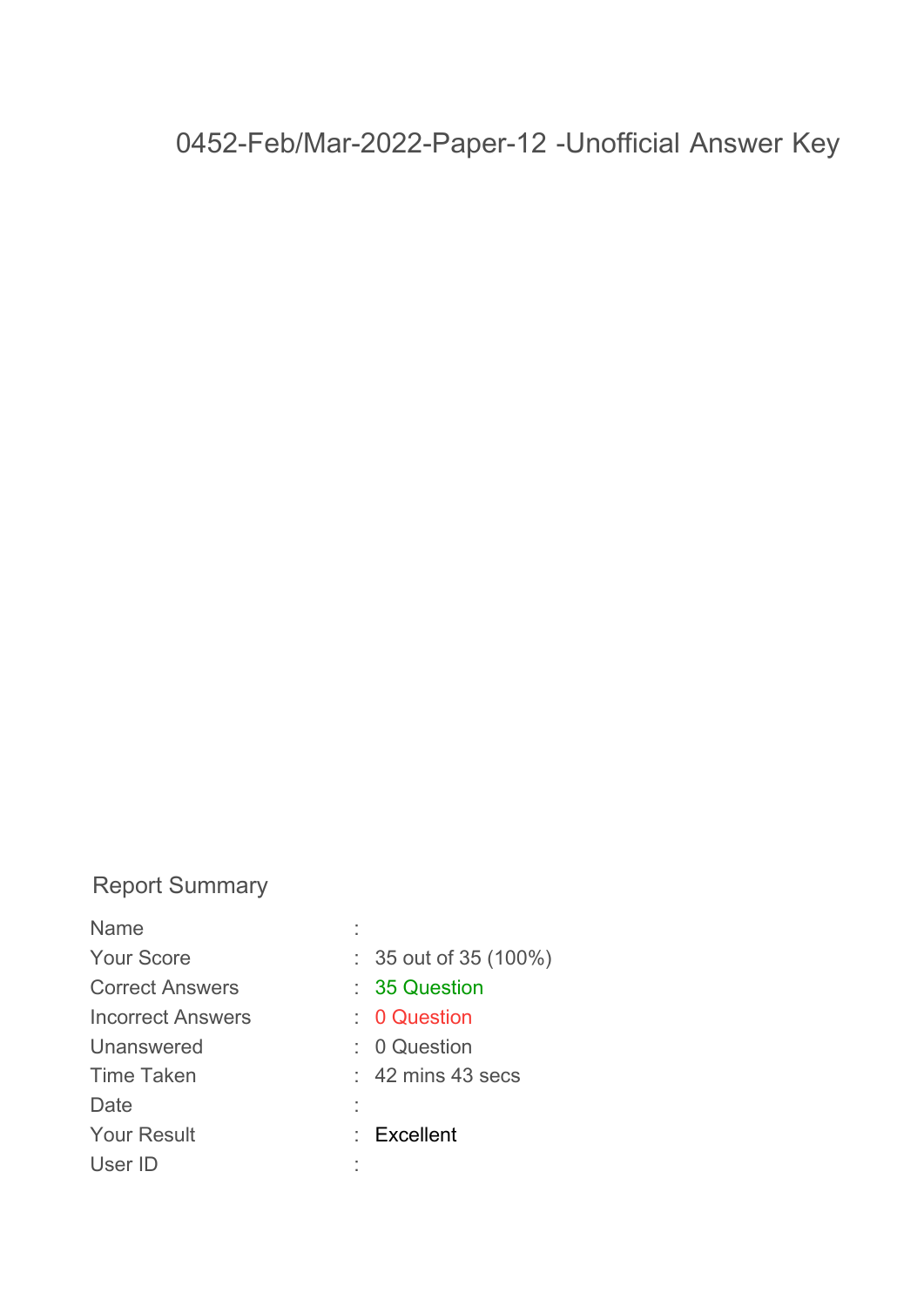# 0452-Feb/Mar-2022-Paper-12 -Unofficial Answer Key

## Report Summary

| | | |
|---|---|---|
| Name | : | |
| Your Score | : | 35 out of 35 (100%) |
| Correct Answers | : | 35 Question |
| Incorrect Answers | : | 0 Question |
| Unanswered | : | 0 Question |
| Time Taken | : | 42 mins 43 secs |
| Date | : | |
| Your Result | : | Excellent |
| User ID | : | |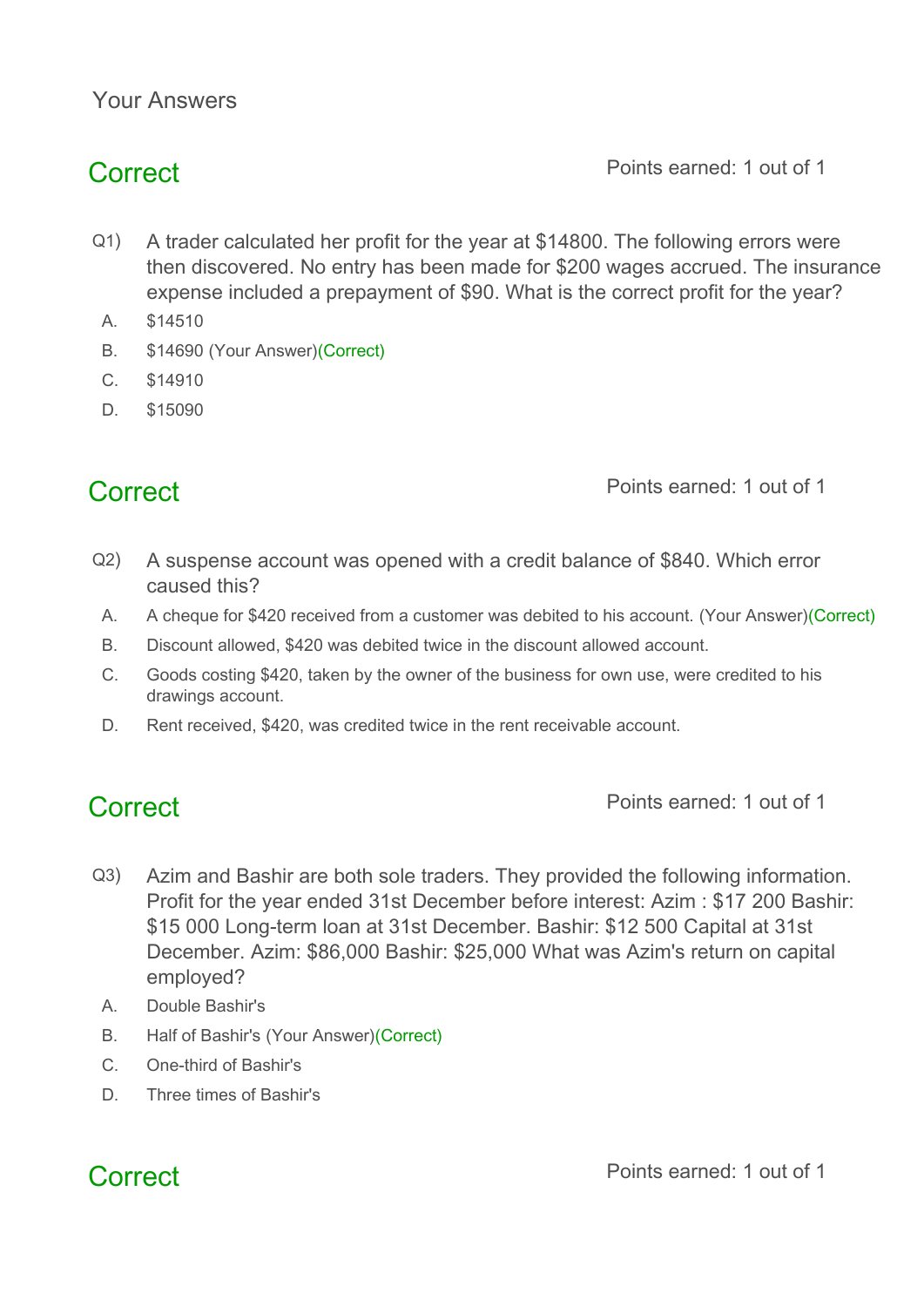Your Answers

## Correct

Points earned: 1 out of 1

Q1) A trader calculated her profit for the year at $14800. The following errors were then discovered. No entry has been made for $200 wages accrued. The insurance expense included a prepayment of $90. What is the correct profit for the year?

A. $14510

B. $14690 (Your Answer)(Correct)

C. $14910

D. $15090

## Correct

Points earned: 1 out of 1

Q2) A suspense account was opened with a credit balance of $840. Which error caused this?

A. A cheque for $420 received from a customer was debited to his account. (Your Answer)(Correct)

B. Discount allowed, $420 was debited twice in the discount allowed account.

C. Goods costing $420, taken by the owner of the business for own use, were credited to his drawings account.

D. Rent received, $420, was credited twice in the rent receivable account.

## Correct

Points earned: 1 out of 1

Q3) Azim and Bashir are both sole traders. They provided the following information. Profit for the year ended 31st December before interest: Azim : $17 200 Bashir: $15 000 Long-term loan at 31st December. Bashir: $12 500 Capital at 31st December. Azim: $86,000 Bashir: $25,000 What was Azim's return on capital employed?

A. Double Bashir's

B. Half of Bashir's (Your Answer)(Correct)

C. One-third of Bashir's

D. Three times of Bashir's

## Correct

Points earned: 1 out of 1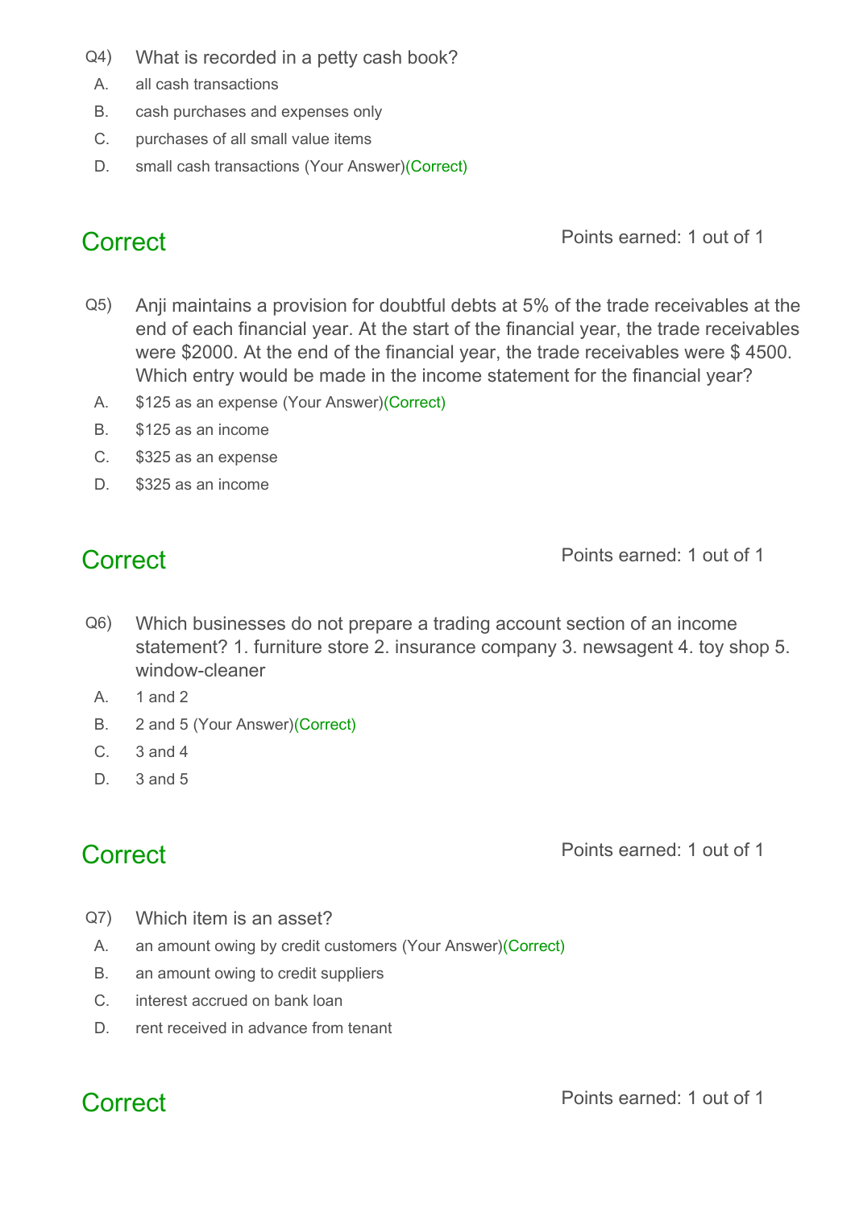Q4) What is recorded in a petty cash book?

A. all cash transactions

B. cash purchases and expenses only

C. purchases of all small value items

D. small cash transactions (Your Answer)(Correct)

## Correct

Points earned: 1 out of 1

Q5) Anji maintains a provision for doubtful debts at 5% of the trade receivables at the end of each financial year. At the start of the financial year, the trade receivables were $2000. At the end of the financial year, the trade receivables were $ 4500. Which entry would be made in the income statement for the financial year?

A. $125 as an expense (Your Answer)(Correct)

B. $125 as an income

C. $325 as an expense

D. $325 as an income

## Correct

Points earned: 1 out of 1

Q6) Which businesses do not prepare a trading account section of an income statement? 1. furniture store 2. insurance company 3. newsagent 4. toy shop 5. window-cleaner

A. 1 and 2

B. 2 and 5 (Your Answer)(Correct)

C. 3 and 4

D. 3 and 5

## Correct

Points earned: 1 out of 1

Q7) Which item is an asset?

A. an amount owing by credit customers (Your Answer)(Correct)

B. an amount owing to credit suppliers

C. interest accrued on bank loan

D. rent received in advance from tenant

## Correct

Points earned: 1 out of 1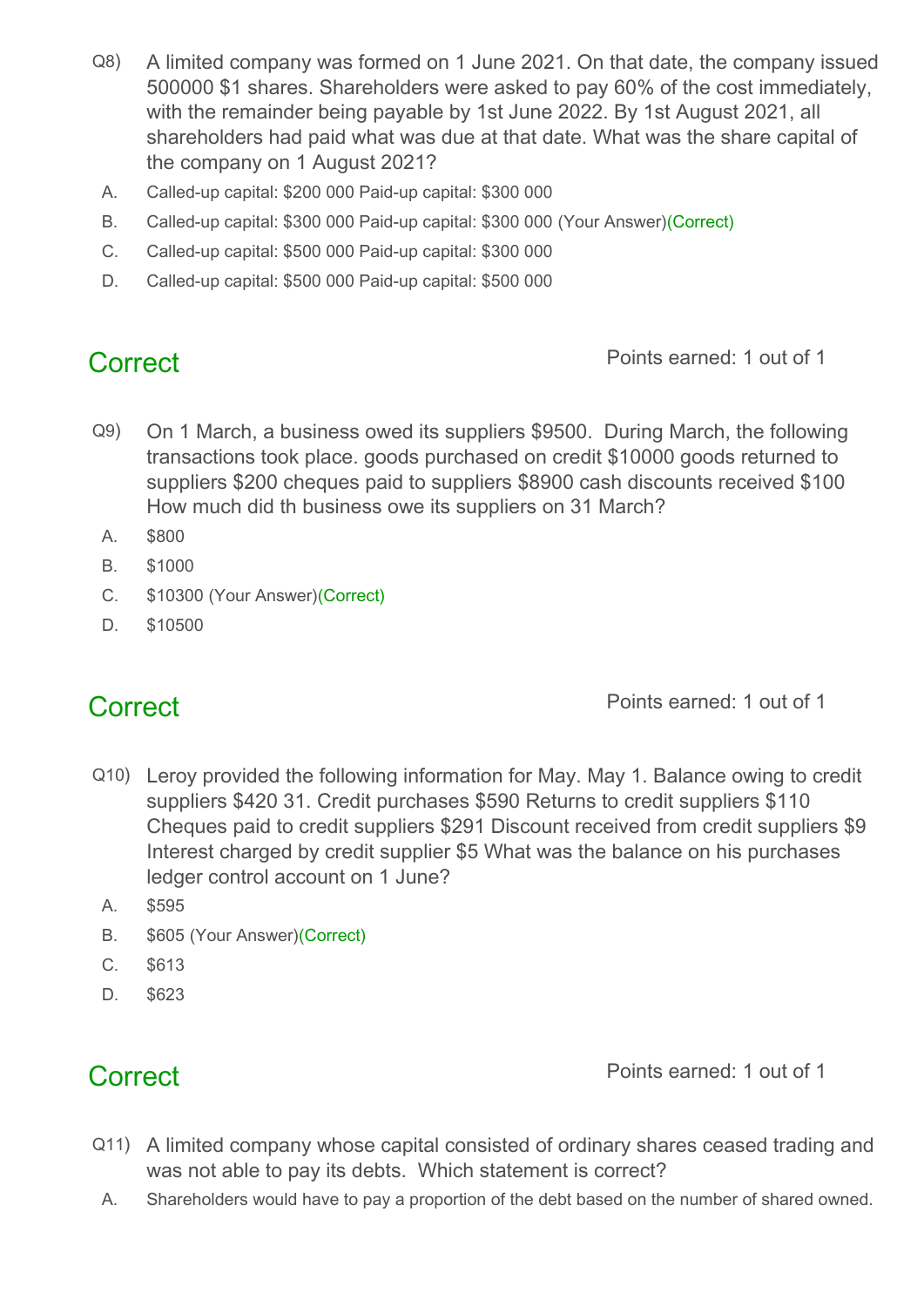Q8) A limited company was formed on 1 June 2021. On that date, the company issued 500000 $1 shares. Shareholders were asked to pay 60% of the cost immediately, with the remainder being payable by 1st June 2022. By 1st August 2021, all shareholders had paid what was due at that date. What was the share capital of the company on 1 August 2021?

A. Called-up capital: $200 000 Paid-up capital: $300 000

B. Called-up capital: $300 000 Paid-up capital: $300 000 (Your Answer)(Correct)

C. Called-up capital: $500 000 Paid-up capital: $300 000

D. Called-up capital: $500 000 Paid-up capital: $500 000

## Correct

Points earned: 1 out of 1

Q9) On 1 March, a business owed its suppliers $9500. During March, the following transactions took place. goods purchased on credit $10000 goods returned to suppliers $200 cheques paid to suppliers $8900 cash discounts received $100 How much did th business owe its suppliers on 31 March?

A. $800

B. $1000

C. $10300 (Your Answer)(Correct)

D. $10500

## Correct

Points earned: 1 out of 1

Q10) Leroy provided the following information for May. May 1. Balance owing to credit suppliers $420 31. Credit purchases $590 Returns to credit suppliers $110 Cheques paid to credit suppliers $291 Discount received from credit suppliers $9 Interest charged by credit supplier $5 What was the balance on his purchases ledger control account on 1 June?

A. $595

B. $605 (Your Answer)(Correct)

C. $613

D. $623

## Correct

Points earned: 1 out of 1

Q11) A limited company whose capital consisted of ordinary shares ceased trading and was not able to pay its debts. Which statement is correct?

A. Shareholders would have to pay a proportion of the debt based on the number of shared owned.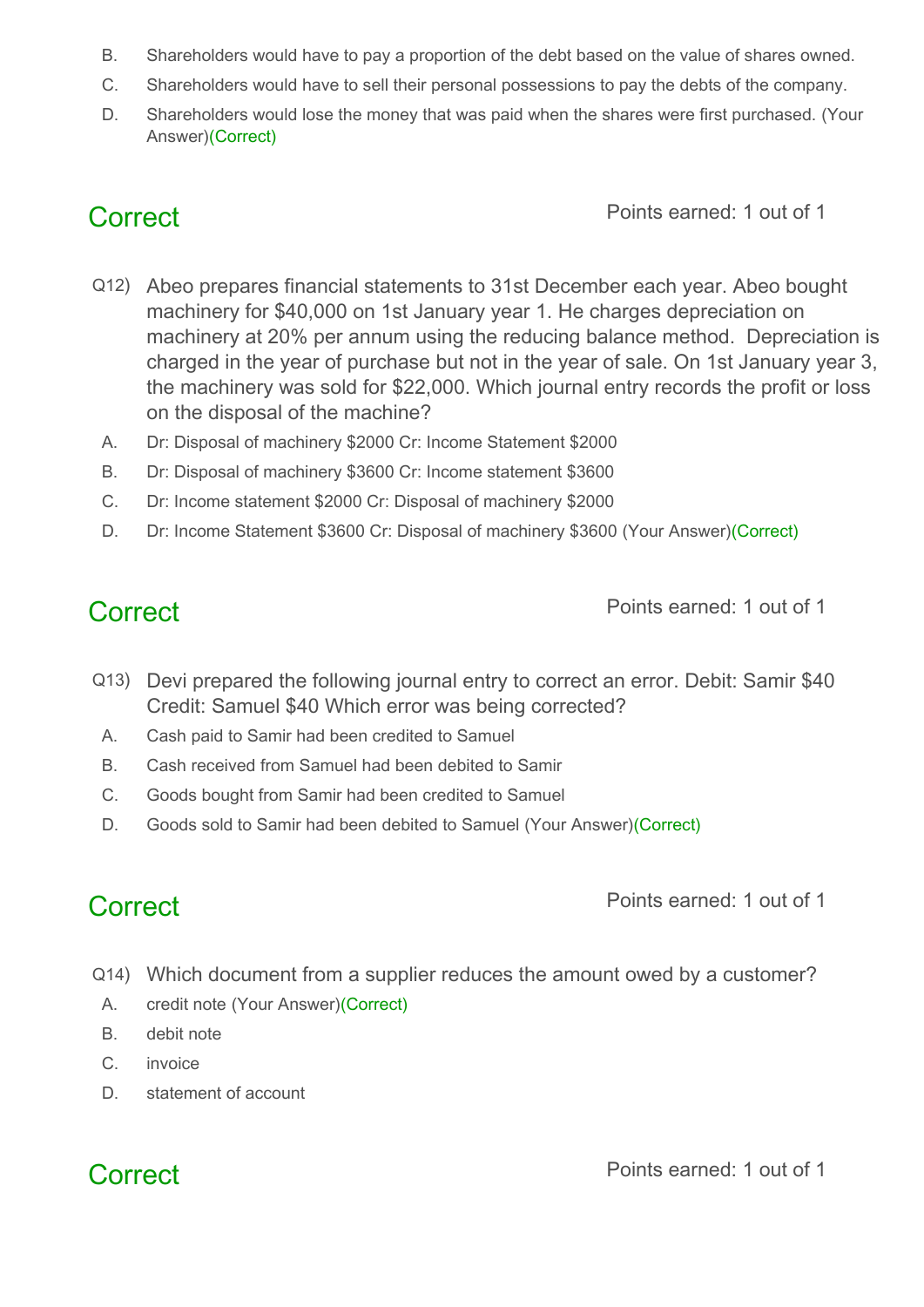B. Shareholders would have to pay a proportion of the debt based on the value of shares owned.

C. Shareholders would have to sell their personal possessions to pay the debts of the company.

D. Shareholders would lose the money that was paid when the shares were first purchased. (Your Answer)(Correct)

## Correct

Points earned: 1 out of 1

Q12) Abeo prepares financial statements to 31st December each year. Abeo bought machinery for $40,000 on 1st January year 1. He charges depreciation on machinery at 20% per annum using the reducing balance method. Depreciation is charged in the year of purchase but not in the year of sale. On 1st January year 3, the machinery was sold for $22,000. Which journal entry records the profit or loss on the disposal of the machine?

A. Dr: Disposal of machinery $2000 Cr: Income Statement $2000

B. Dr: Disposal of machinery $3600 Cr: Income statement $3600

C. Dr: Income statement $2000 Cr: Disposal of machinery $2000

D. Dr: Income Statement $3600 Cr: Disposal of machinery $3600 (Your Answer)(Correct)

## Correct

Points earned: 1 out of 1

Q13) Devi prepared the following journal entry to correct an error. Debit: Samir $40 Credit: Samuel $40 Which error was being corrected?

A. Cash paid to Samir had been credited to Samuel

B. Cash received from Samuel had been debited to Samir

C. Goods bought from Samir had been credited to Samuel

D. Goods sold to Samir had been debited to Samuel (Your Answer)(Correct)

## Correct

Points earned: 1 out of 1

Q14) Which document from a supplier reduces the amount owed by a customer?

A. credit note (Your Answer)(Correct)

B. debit note

C. invoice

D. statement of account

## Correct

Points earned: 1 out of 1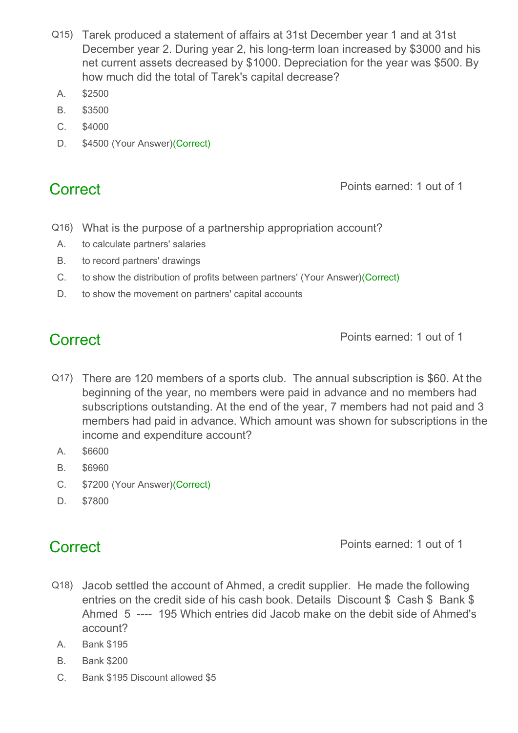Q15) Tarek produced a statement of affairs at 31st December year 1 and at 31st December year 2. During year 2, his long-term loan increased by $3000 and his net current assets decreased by $1000. Depreciation for the year was $500. By how much did the total of Tarek's capital decrease?

A. $2500

B. $3500

C. $4000

D. $4500 (Your Answer)(Correct)

**Correct** Points earned: 1 out of 1

Q16) What is the purpose of a partnership appropriation account?

A. to calculate partners' salaries

B. to record partners' drawings

C. to show the distribution of profits between partners' (Your Answer)(Correct)

D. to show the movement on partners' capital accounts

**Correct** Points earned: 1 out of 1

Q17) There are 120 members of a sports club. The annual subscription is $60. At the beginning of the year, no members were paid in advance and no members had subscriptions outstanding. At the end of the year, 7 members had not paid and 3 members had paid in advance. Which amount was shown for subscriptions in the income and expenditure account?

A. $6600

B. $6960

C. $7200 (Your Answer)(Correct)

D. $7800

**Correct** Points earned: 1 out of 1

Q18) Jacob settled the account of Ahmed, a credit supplier. He made the following entries on the credit side of his cash book. Details Discount $ Cash $ Bank $ Ahmed 5 ---- 195 Which entries did Jacob make on the debit side of Ahmed's account?

A. Bank $195

B. Bank $200

C. Bank $195 Discount allowed $5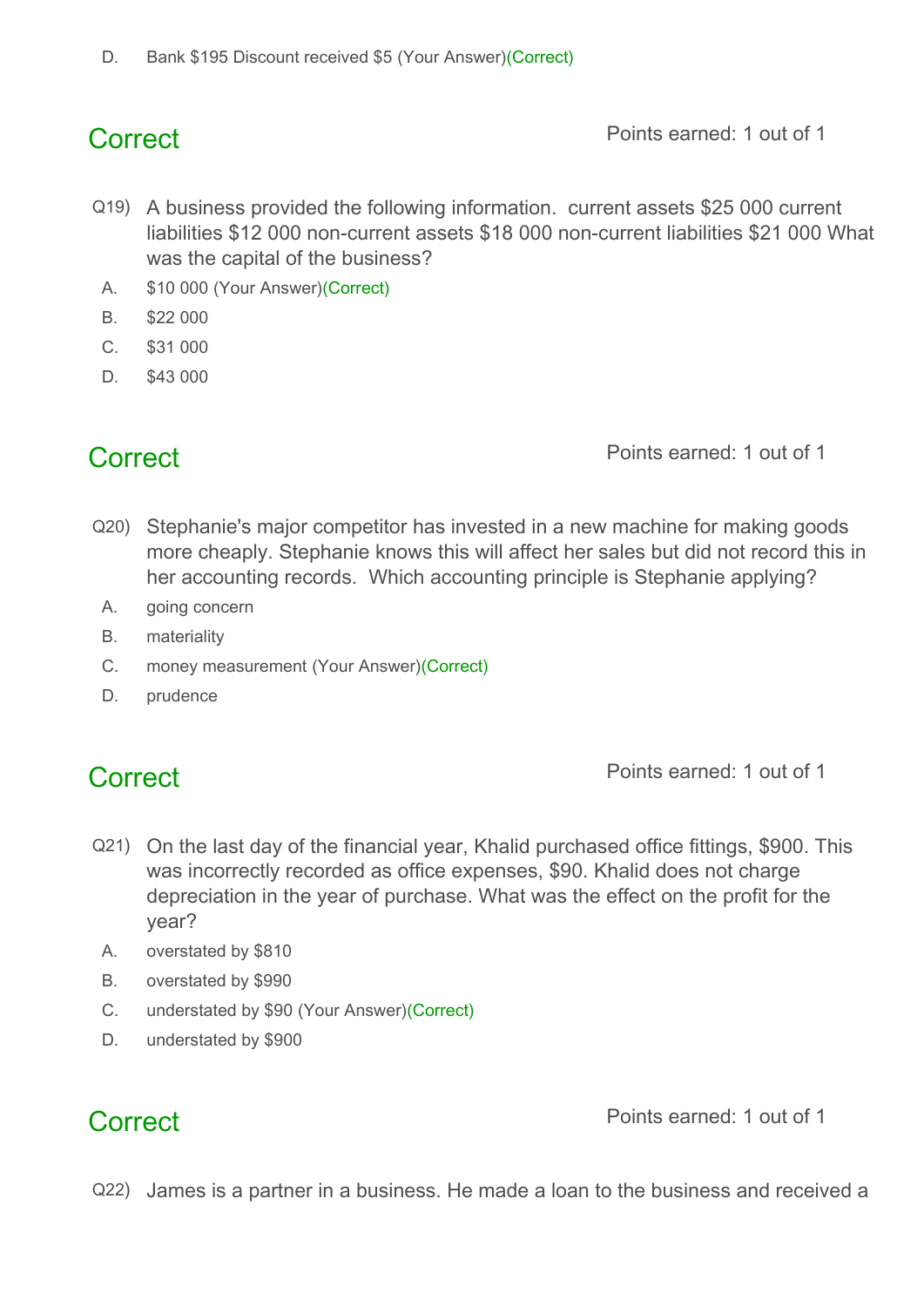D. Bank $195 Discount received $5 (Your Answer)(Correct)

## Correct

Points earned: 1 out of 1

Q19) A business provided the following information. current assets $25 000 current liabilities $12 000 non-current assets $18 000 non-current liabilities $21 000 What was the capital of the business?

A. $10 000 (Your Answer)(Correct)

B. $22 000

C. $31 000

D. $43 000

## Correct

Points earned: 1 out of 1

Q20) Stephanie's major competitor has invested in a new machine for making goods more cheaply. Stephanie knows this will affect her sales but did not record this in her accounting records. Which accounting principle is Stephanie applying?

A. going concern

B. materiality

C. money measurement (Your Answer)(Correct)

D. prudence

## Correct

Points earned: 1 out of 1

Q21) On the last day of the financial year, Khalid purchased office fittings, $900. This was incorrectly recorded as office expenses, $90. Khalid does not charge depreciation in the year of purchase. What was the effect on the profit for the year?

A. overstated by $810

B. overstated by $990

C. understated by $90 (Your Answer)(Correct)

D. understated by $900

## Correct

Points earned: 1 out of 1

Q22) James is a partner in a business. He made a loan to the business and received a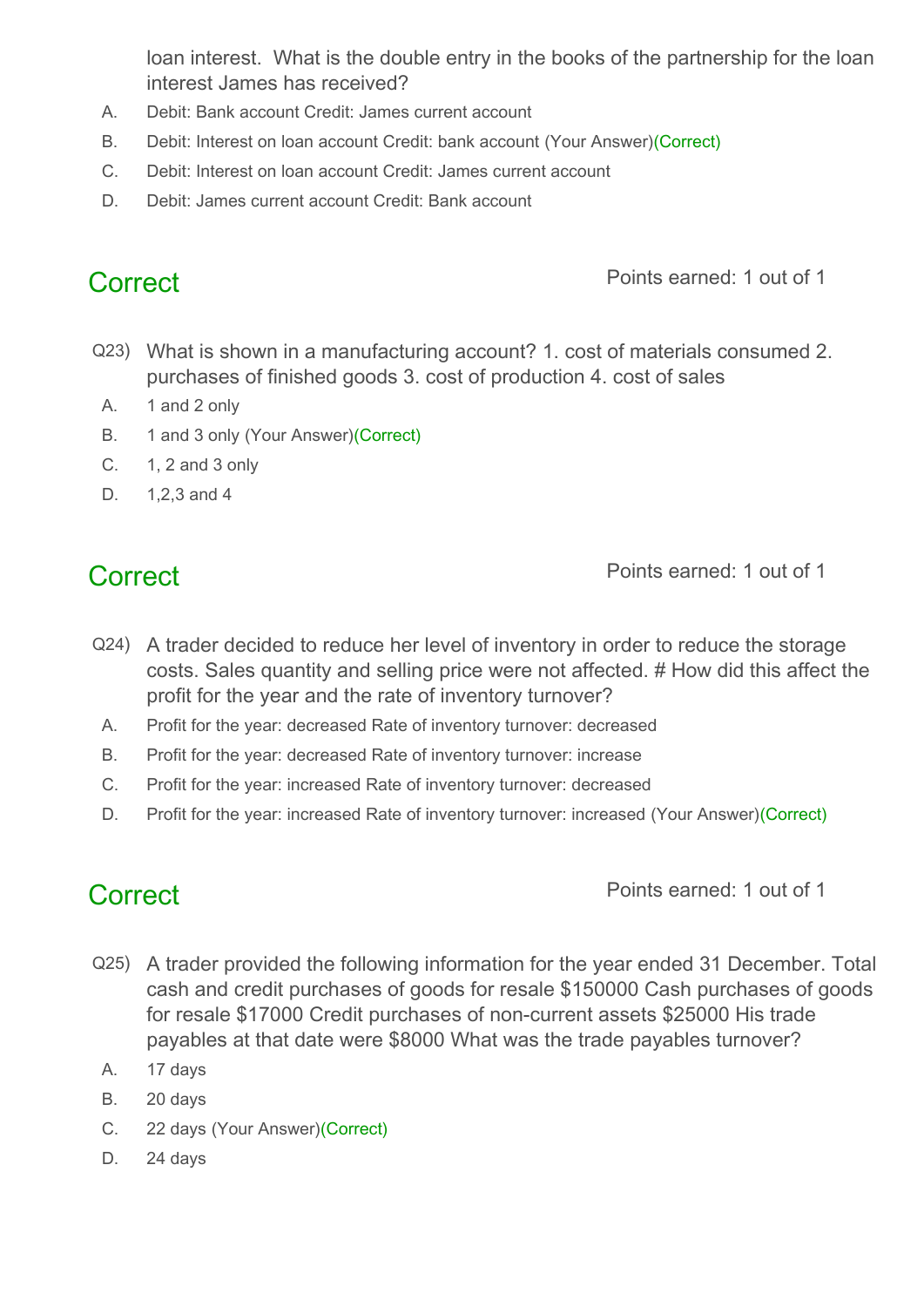loan interest. What is the double entry in the books of the partnership for the loan interest James has received?

A. Debit: Bank account Credit: James current account

B. Debit: Interest on loan account Credit: bank account (Your Answer)(Correct)

C. Debit: Interest on loan account Credit: James current account

D. Debit: James current account Credit: Bank account

## Correct

Points earned: 1 out of 1

Q23) What is shown in a manufacturing account? 1. cost of materials consumed 2. purchases of finished goods 3. cost of production 4. cost of sales

A. 1 and 2 only

B. 1 and 3 only (Your Answer)(Correct)

C. 1, 2 and 3 only

D. 1,2,3 and 4

## Correct

Points earned: 1 out of 1

Q24) A trader decided to reduce her level of inventory in order to reduce the storage costs. Sales quantity and selling price were not affected. # How did this affect the profit for the year and the rate of inventory turnover?

A. Profit for the year: decreased Rate of inventory turnover: decreased

B. Profit for the year: decreased Rate of inventory turnover: increase

C. Profit for the year: increased Rate of inventory turnover: decreased

D. Profit for the year: increased Rate of inventory turnover: increased (Your Answer)(Correct)

## Correct

Points earned: 1 out of 1

Q25) A trader provided the following information for the year ended 31 December. Total cash and credit purchases of goods for resale $150000 Cash purchases of goods for resale $17000 Credit purchases of non-current assets $25000 His trade payables at that date were $8000 What was the trade payables turnover?

A. 17 days

B. 20 days

C. 22 days (Your Answer)(Correct)

D. 24 days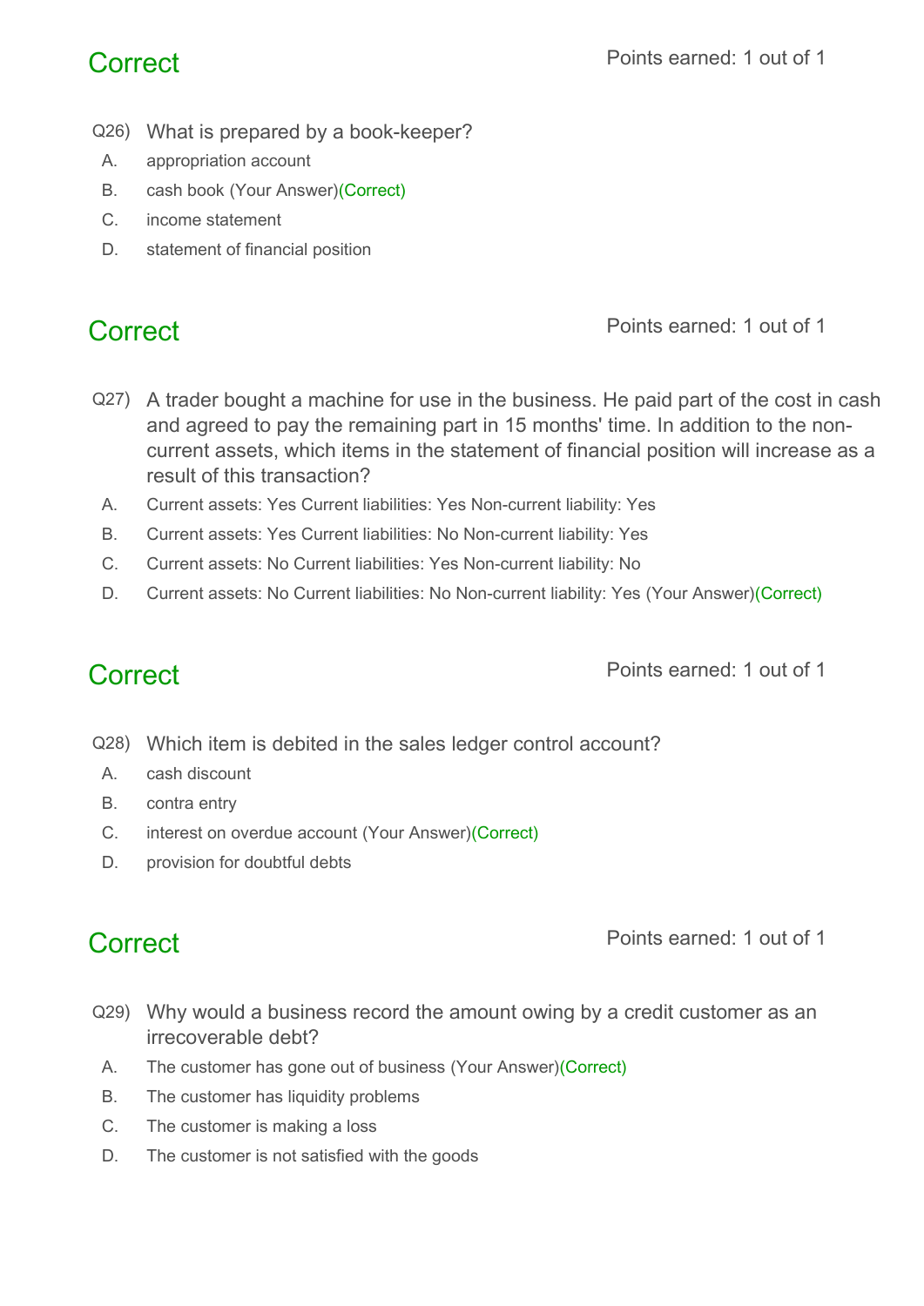## Correct

Points earned: 1 out of 1

Q26) What is prepared by a book-keeper?

A. appropriation account

B. cash book (Your Answer)(Correct)

C. income statement

D. statement of financial position

## Correct

Points earned: 1 out of 1

Q27) A trader bought a machine for use in the business. He paid part of the cost in cash and agreed to pay the remaining part in 15 months' time. In addition to the non-current assets, which items in the statement of financial position will increase as a result of this transaction?

A. Current assets: Yes Current liabilities: Yes Non-current liability: Yes

B. Current assets: Yes Current liabilities: No Non-current liability: Yes

C. Current assets: No Current liabilities: Yes Non-current liability: No

D. Current assets: No Current liabilities: No Non-current liability: Yes (Your Answer)(Correct)

## Correct

Points earned: 1 out of 1

Q28) Which item is debited in the sales ledger control account?

A. cash discount

B. contra entry

C. interest on overdue account (Your Answer)(Correct)

D. provision for doubtful debts

## Correct

Points earned: 1 out of 1

Q29) Why would a business record the amount owing by a credit customer as an irrecoverable debt?

A. The customer has gone out of business (Your Answer)(Correct)

B. The customer has liquidity problems

C. The customer is making a loss

D. The customer is not satisfied with the goods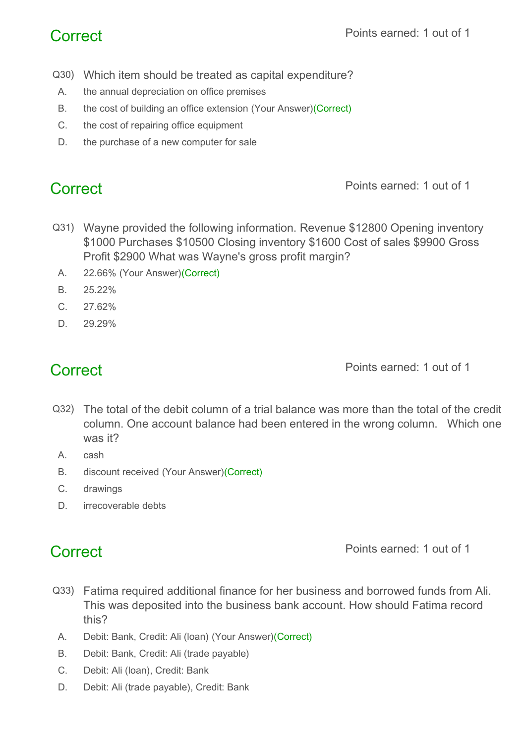**Correct** Points earned: 1 out of 1

Q30) Which item should be treated as capital expenditure?

A. the annual depreciation on office premises
B. the cost of building an office extension (Your Answer)(Correct)
C. the cost of repairing office equipment
D. the purchase of a new computer for sale

**Correct** Points earned: 1 out of 1

Q31) Wayne provided the following information. Revenue $12800 Opening inventory $1000 Purchases $10500 Closing inventory $1600 Cost of sales $9900 Gross Profit $2900 What was Wayne's gross profit margin?

A. 22.66% (Your Answer)(Correct)
B. 25.22%
C. 27.62%
D. 29.29%

**Correct** Points earned: 1 out of 1

Q32) The total of the debit column of a trial balance was more than the total of the credit column. One account balance had been entered in the wrong column. Which one was it?

A. cash
B. discount received (Your Answer)(Correct)
C. drawings
D. irrecoverable debts

**Correct** Points earned: 1 out of 1

Q33) Fatima required additional finance for her business and borrowed funds from Ali. This was deposited into the business bank account. How should Fatima record this?

A. Debit: Bank, Credit: Ali (loan) (Your Answer)(Correct)
B. Debit: Bank, Credit: Ali (trade payable)
C. Debit: Ali (loan), Credit: Bank
D. Debit: Ali (trade payable), Credit: Bank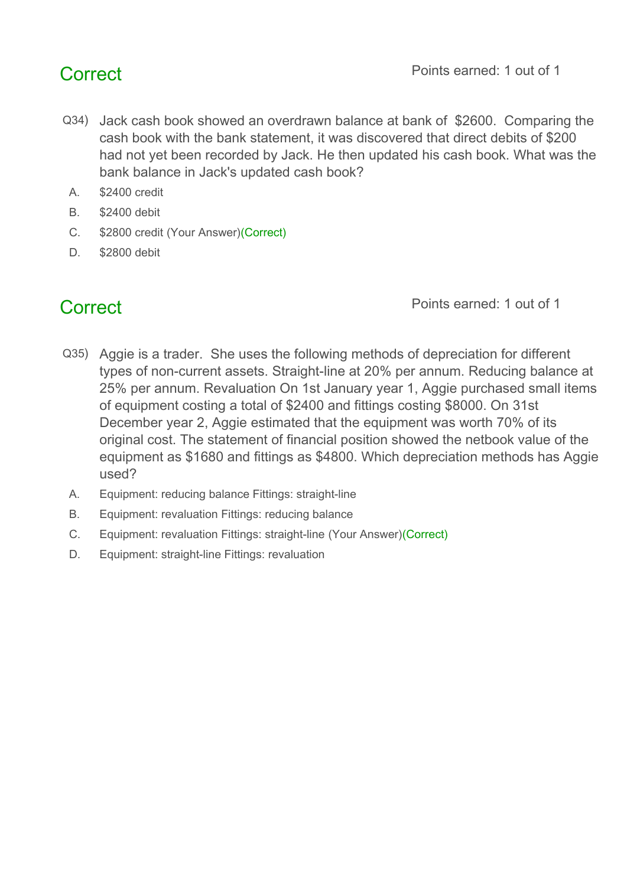## Correct

Points earned: 1 out of 1

Q34) Jack cash book showed an overdrawn balance at bank of $2600. Comparing the cash book with the bank statement, it was discovered that direct debits of $200 had not yet been recorded by Jack. He then updated his cash book. What was the bank balance in Jack's updated cash book?

A. $2400 credit

B. $2400 debit

C. $2800 credit (Your Answer)(Correct)

D. $2800 debit

## Correct

Points earned: 1 out of 1

Q35) Aggie is a trader. She uses the following methods of depreciation for different types of non-current assets. Straight-line at 20% per annum. Reducing balance at 25% per annum. Revaluation On 1st January year 1, Aggie purchased small items of equipment costing a total of $2400 and fittings costing $8000. On 31st December year 2, Aggie estimated that the equipment was worth 70% of its original cost. The statement of financial position showed the netbook value of the equipment as $1680 and fittings as $4800. Which depreciation methods has Aggie used?

A. Equipment: reducing balance Fittings: straight-line

B. Equipment: revaluation Fittings: reducing balance

C. Equipment: revaluation Fittings: straight-line (Your Answer)(Correct)

D. Equipment: straight-line Fittings: revaluation